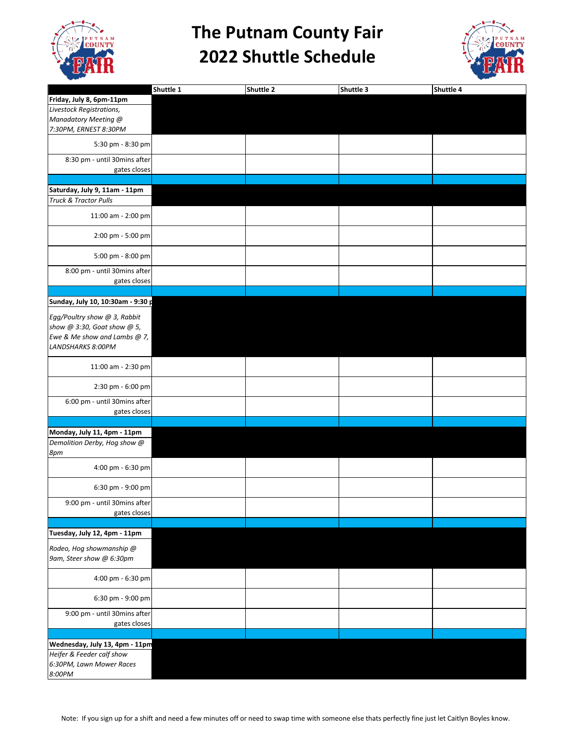# The Putnam County Fair
# 2022 Shuttle Schedule

| | Shuttle 1 | Shuttle 2 | Shuttle 3 | Shuttle 4 |
|---|---|---|---|---|
| **Friday, July 8, 6pm-11pm** | | | | |
| *Livestock Registrations, Manadatory Meeting @ 7:30PM, ERNEST 8:30PM* | | | | |
| 5:30 pm - 8:30 pm | | | | |
| 8:30 pm - until 30mins after gates closes | | | | |
| | | | | |
| **Saturday, July 9, 11am - 11pm** | | | | |
| *Truck & Tractor Pulls* | | | | |
| 11:00 am - 2:00 pm | | | | |
| 2:00 pm - 5:00 pm | | | | |
| 5:00 pm - 8:00 pm | | | | |
| 8:00 pm - until 30mins after gates closes | | | | |
| | | | | |
| **Sunday, July 10, 10:30am - 9:30 p** | | | | |
| *Egg/Poultry show @ 3, Rabbit show @ 3:30, Goat show @ 5, Ewe & Me show and Lambs @ 7, LANDSHARKS 8:00PM* | | | | |
| 11:00 am - 2:30 pm | | | | |
| 2:30 pm - 6:00 pm | | | | |
| 6:00 pm - until 30mins after gates closes | | | | |
| | | | | |
| **Monday, July 11, 4pm - 11pm** | | | | |
| *Demolition Derby, Hog show @ 8pm* | | | | |
| 4:00 pm - 6:30 pm | | | | |
| 6:30 pm - 9:00 pm | | | | |
| 9:00 pm - until 30mins after gates closes | | | | |
| | | | | |
| **Tuesday, July 12, 4pm - 11pm** | | | | |
| *Rodeo, Hog showmanship @ 9am, Steer show @ 6:30pm* | | | | |
| 4:00 pm - 6:30 pm | | | | |
| 6:30 pm - 9:00 pm | | | | |
| 9:00 pm - until 30mins after gates closes | | | | |
| | | | | |
| **Wednesday, July 13, 4pm - 11pm** | | | | |
| *Heifer & Feeder calf show 6:30PM, Lawn Mower Races 8:00PM* | | | | |

Note: If you sign up for a shift and need a few minutes off or need to swap time with someone else thats perfectly fine just let Caitlyn Boyles know.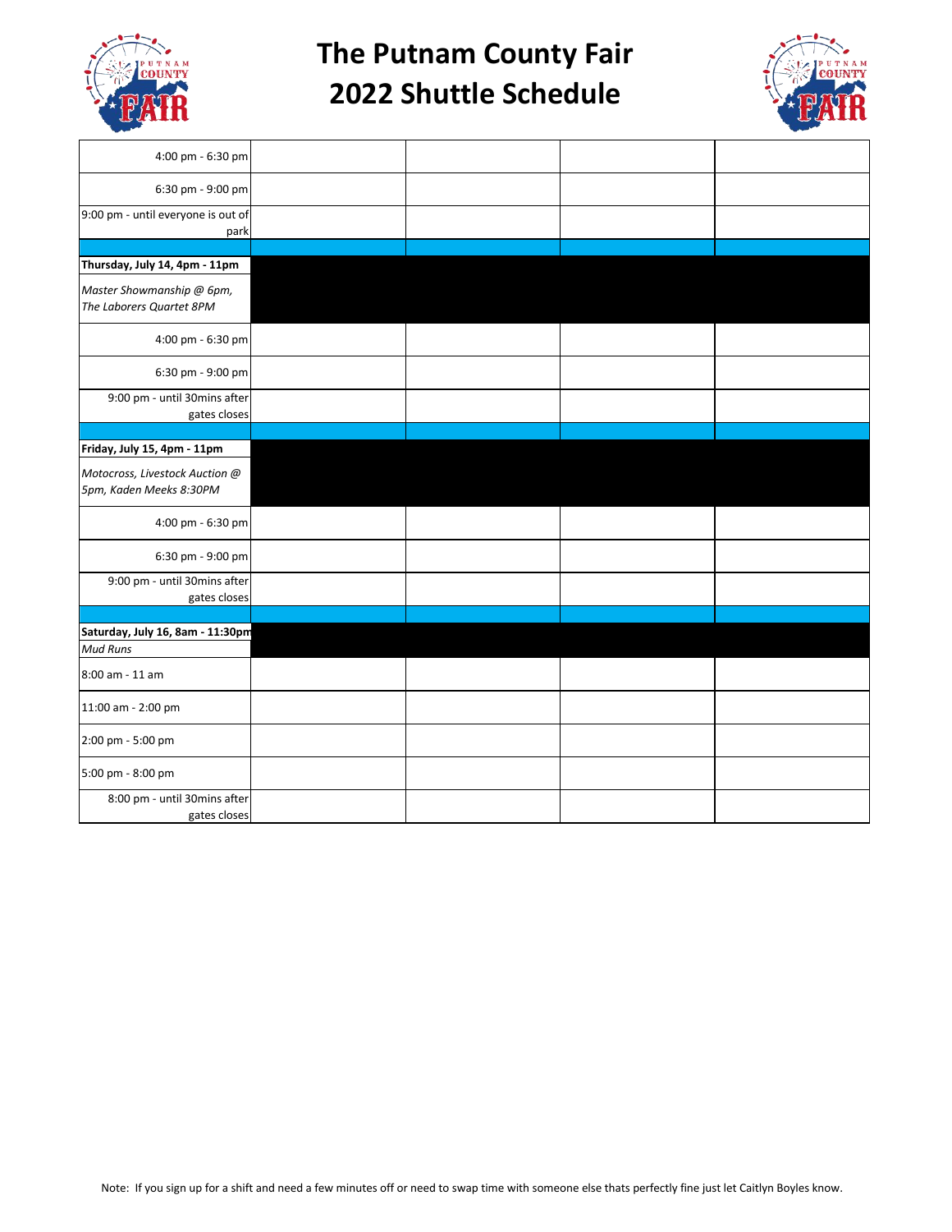# The Putnam County Fair
# 2022 Shuttle Schedule

| | | | | |
|---|---|---|---|---|
| 4:00 pm - 6:30 pm | | | | |
| 6:30 pm - 9:00 pm | | | | |
| 9:00 pm - until everyone is out of park | | | | |
| | | | | |
| **Thursday, July 14, 4pm - 11pm** | | | | |
| *Master Showmanship @ 6pm, The Laborers Quartet 8PM* | | | | |
| 4:00 pm - 6:30 pm | | | | |
| 6:30 pm - 9:00 pm | | | | |
| 9:00 pm - until 30mins after gates closes | | | | |
| | | | | |
| **Friday, July 15, 4pm - 11pm** | | | | |
| *Motocross, Livestock Auction @ 5pm, Kaden Meeks 8:30PM* | | | | |
| 4:00 pm - 6:30 pm | | | | |
| 6:30 pm - 9:00 pm | | | | |
| 9:00 pm - until 30mins after gates closes | | | | |
| | | | | |
| **Saturday, July 16, 8am - 11:30pm** | | | | |
| *Mud Runs* | | | | |
| 8:00 am - 11 am | | | | |
| 11:00 am - 2:00 pm | | | | |
| 2:00 pm - 5:00 pm | | | | |
| 5:00 pm - 8:00 pm | | | | |
| 8:00 pm - until 30mins after gates closes | | | | |

Note: If you sign up for a shift and need a few minutes off or need to swap time with someone else thats perfectly fine just let Caitlyn Boyles know.